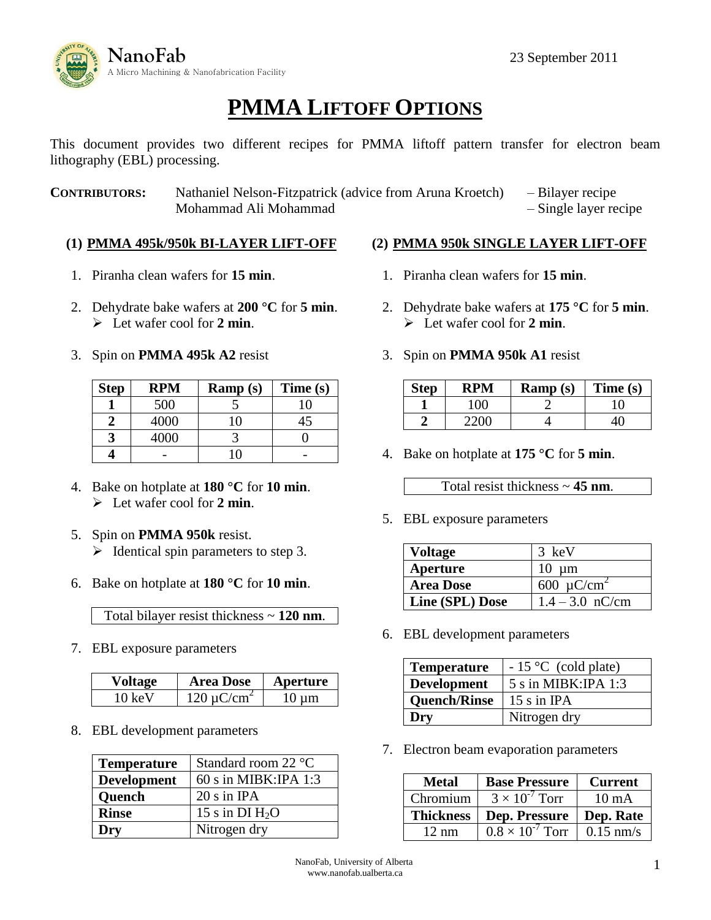NanoFab
A Micro Machining & Nanofabrication Facility

23 September 2011

# PMMA LIFTOFF OPTIONS

This document provides two different recipes for PMMA liftoff pattern transfer for electron beam lithography (EBL) processing.

**CONTRIBUTORS:** Nathaniel Nelson-Fitzpatrick (advice from Aruna Kroetch) – Bilayer recipe
Mohammad Ali Mohammad – Single layer recipe

## (1) PMMA 495k/950k BI-LAYER LIFT-OFF

1. Piranha clean wafers for **15 min**.
2. Dehydrate bake wafers at **200 °C** for **5 min**.
   - Let wafer cool for **2 min**.
3. Spin on **PMMA 495k A2** resist

| Step | RPM | Ramp (s) | Time (s) |
|---|---|---|---|
| **1** | 500 | 5 | 10 |
| **2** | 4000 | 10 | 45 |
| **3** | 4000 | 3 | 0 |
| **4** | - | 10 | - |

4. Bake on hotplate at **180 °C** for **10 min**.
   - Let wafer cool for **2 min**.
5. Spin on **PMMA 950k** resist.
   - Identical spin parameters to step 3.
6. Bake on hotplate at **180 °C** for **10 min**.

Total bilayer resist thickness ~ **120 nm**.

7. EBL exposure parameters

| Voltage | Area Dose | Aperture |
|---|---|---|
| 10 keV | 120 μC/cm$^2$ | 10 μm |

8. EBL development parameters

| | |
|---|---|
| **Temperature** | Standard room 22 °C |
| **Development** | 60 s in MIBK:IPA 1:3 |
| **Quench** | 20 s in IPA |
| **Rinse** | 15 s in DI $H_2O$ |
| **Dry** | Nitrogen dry |

## (2) PMMA 950k SINGLE LAYER LIFT-OFF

1. Piranha clean wafers for **15 min**.
2. Dehydrate bake wafers at **175 °C** for **5 min**.
   - Let wafer cool for **2 min**.
3. Spin on **PMMA 950k A1** resist

| Step | RPM | Ramp (s) | Time (s) |
|---|---|---|---|
| **1** | 100 | 2 | 10 |
| **2** | 2200 | 4 | 40 |

4. Bake on hotplate at **175 °C** for **5 min**.

Total resist thickness ~ **45 nm**.

5. EBL exposure parameters

| | |
|---|---|
| **Voltage** | 3 keV |
| **Aperture** | 10 μm |
| **Area Dose** | 600 μC/cm$^2$ |
| **Line (SPL) Dose** | 1.4 – 3.0 nC/cm |

6. EBL development parameters

| | |
|---|---|
| **Temperature** | - 15 °C (cold plate) |
| **Development** | 5 s in MIBK:IPA 1:3 |
| **Quench/Rinse** | 15 s in IPA |
| **Dry** | Nitrogen dry |

7. Electron beam evaporation parameters

| Metal | Base Pressure | Current |
|---|---|---|
| Chromium | $3 \times 10^{-7}$ Torr | 10 mA |
| **Thickness** | **Dep. Pressure** | **Dep. Rate** |
| 12 nm | $0.8 \times 10^{-7}$ Torr | 0.15 nm/s |

NanoFab, University of Alberta
www.nanofab.ualberta.ca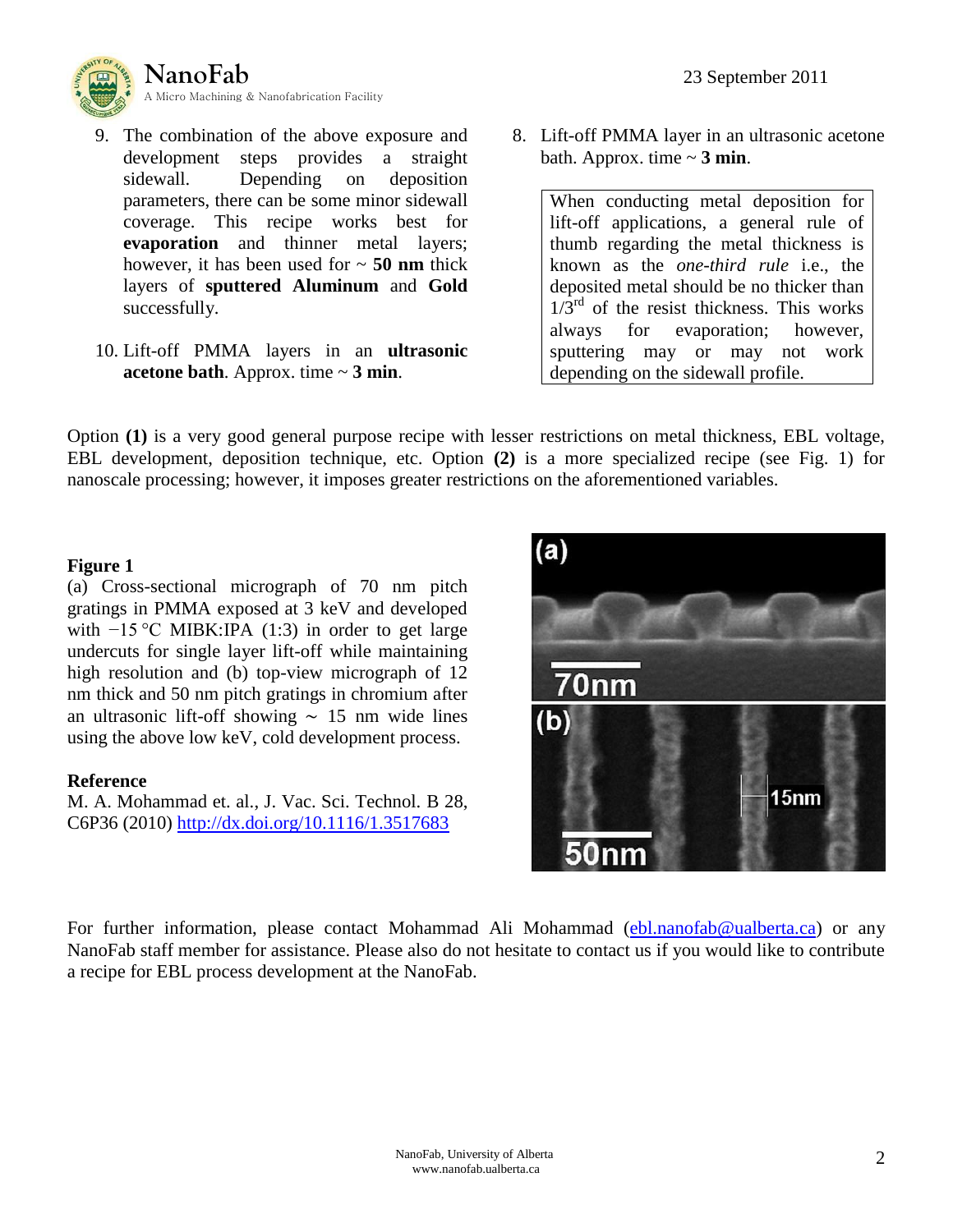9. The combination of the above exposure and development steps provides a straight sidewall. Depending on deposition parameters, there can be some minor sidewall coverage. This recipe works best for **evaporation** and thinner metal layers; however, it has been used for ~ **50 nm** thick layers of **sputtered Aluminum** and **Gold** successfully.

10. Lift-off PMMA layers in an **ultrasonic acetone bath**. Approx. time ~ **3 min**.

8. Lift-off PMMA layer in an ultrasonic acetone bath. Approx. time ~ **3 min**.

> When conducting metal deposition for lift-off applications, a general rule of thumb regarding the metal thickness is known as the *one-third rule* i.e., the deposited metal should be no thicker than $1/3^{rd}$ of the resist thickness. This works always for evaporation; however, sputtering may or may not work depending on the sidewall profile.

Option **(1)** is a very good general purpose recipe with lesser restrictions on metal thickness, EBL voltage, EBL development, deposition technique, etc. Option **(2)** is a more specialized recipe (see Fig. 1) for nanoscale processing; however, it imposes greater restrictions on the aforementioned variables.

**Figure 1**
(a) Cross-sectional micrograph of 70 nm pitch gratings in PMMA exposed at 3 keV and developed with −15 °C MIBK:IPA (1:3) in order to get large undercuts for single layer lift-off while maintaining high resolution and (b) top-view micrograph of 12 nm thick and 50 nm pitch gratings in chromium after an ultrasonic lift-off showing ~ 15 nm wide lines using the above low keV, cold development process.

(a)
70nm
(b)
15nm
50nm

**Reference**
M. A. Mohammad et. al., J. Vac. Sci. Technol. B 28, C6P36 (2010) http://dx.doi.org/10.1116/1.3517683

For further information, please contact Mohammad Ali Mohammad (ebl.nanofab@ualberta.ca) or any NanoFab staff member for assistance. Please also do not hesitate to contact us if you would like to contribute a recipe for EBL process development at the NanoFab.